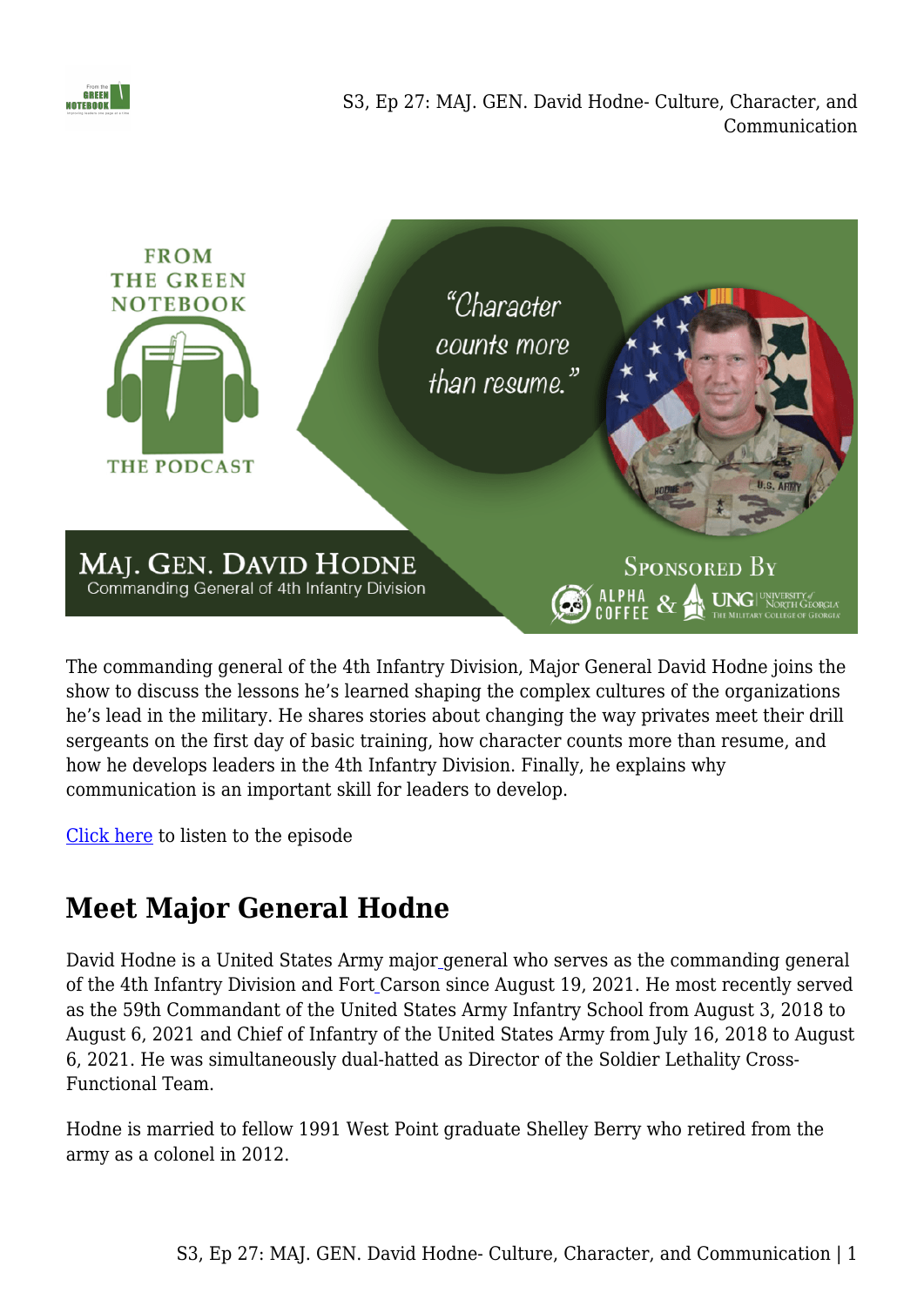The commanding general of the 4th Infantry Division, Major General David Hodne joins the show to discuss the lessons he's learned shaping the complex cultures of the organizations he's lead in the military. He shares stories about changing the way privates meet their drill sergeants on the first day of basic training, how character counts more than resume, and how he develops leaders in the 4th Infantry Division. Finally, he explains why communication is an important skill for leaders to develop.

Click here to listen to the episode

## Meet Major General Hodne

David Hodne is a United States Army major general who serves as the commanding general of the 4th Infantry Division and Fort Carson since August 19, 2021. He most recently served as the 59th Commandant of the United States Army Infantry School from August 3, 2018 to August 6, 2021 and Chief of Infantry of the United States Army from July 16, 2018 to August 6, 2021. He was simultaneously dual-hatted as Director of the Soldier Lethality Cross-Functional Team.

Hodne is married to fellow 1991 West Point graduate Shelley Berry who retired from the army as a colonel in 2012.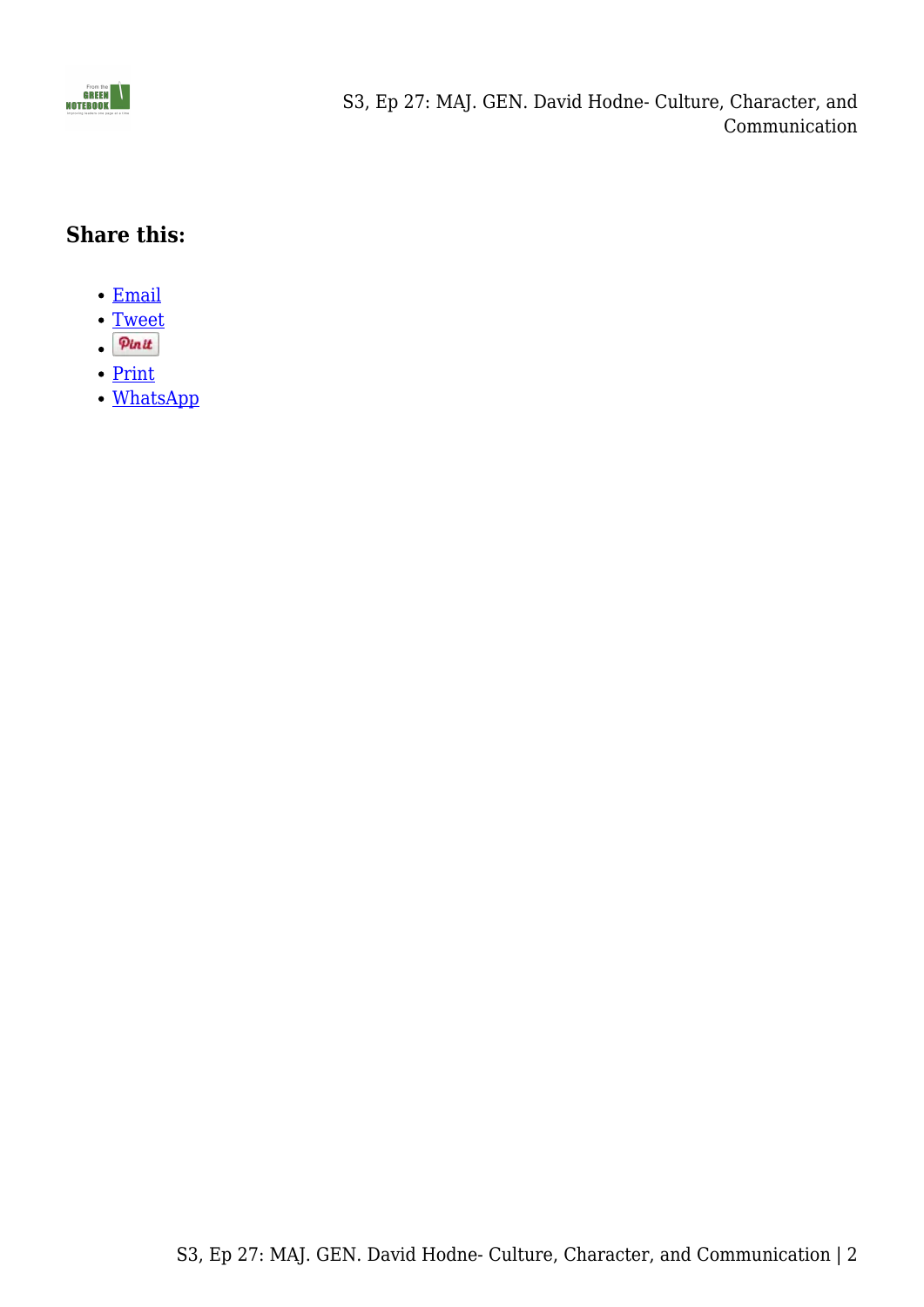## Share this:

- Email
- Tweet
- Pin it
- Print
- WhatsApp